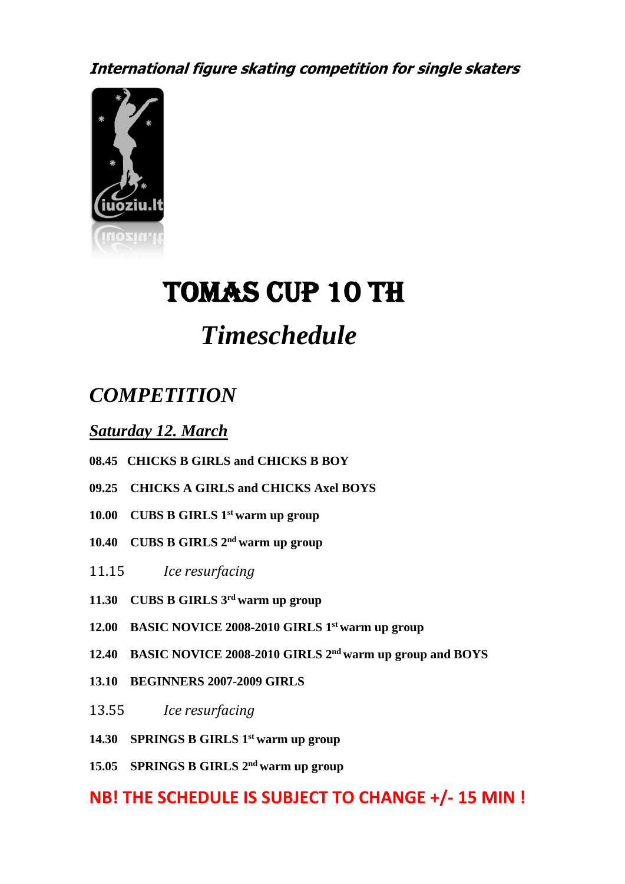***International figure skating competition for single skaters***

# TOMAS CUP 10 TH

## *Timeschedule*

## *COMPETITION*

### ***Saturday 12. March***

**08.45 CHICKS B GIRLS and CHICKS B BOY**

**09.25 CHICKS A GIRLS and CHICKS Axel BOYS**

**10.00 CUBS B GIRLS 1st warm up group**

**10.40 CUBS B GIRLS 2nd warm up group**

11.15 *Ice resurfacing*

**11.30 CUBS B GIRLS 3rd warm up group**

**12.00 BASIC NOVICE 2008-2010 GIRLS 1st warm up group**

**12.40 BASIC NOVICE 2008-2010 GIRLS 2nd warm up group and BOYS**

**13.10 BEGINNERS 2007-2009 GIRLS**

13.55 *Ice resurfacing*

**14.30 SPRINGS B GIRLS 1st warm up group**

**15.05 SPRINGS B GIRLS 2nd warm up group**

**NB! THE SCHEDULE IS SUBJECT TO CHANGE +/- 15 MIN !**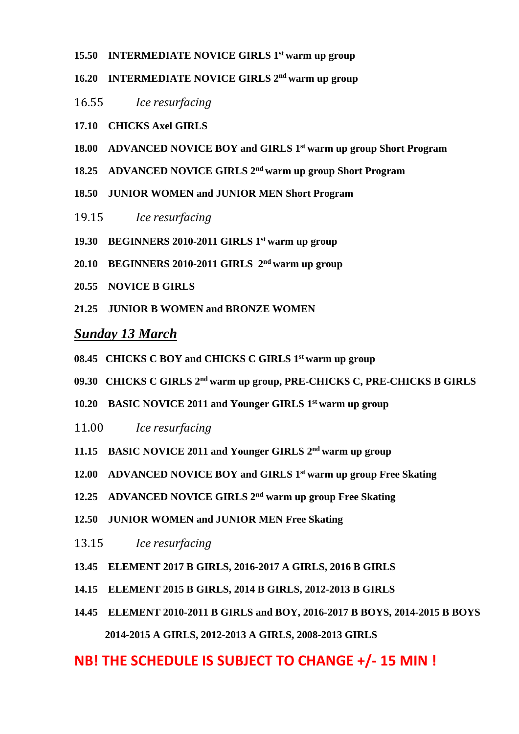**15.50 INTERMEDIATE NOVICE GIRLS 1st warm up group**

**16.20 INTERMEDIATE NOVICE GIRLS 2nd warm up group**

16.55 *Ice resurfacing*

**17.10 CHICKS Axel GIRLS**

**18.00 ADVANCED NOVICE BOY and GIRLS 1st warm up group Short Program**

**18.25 ADVANCED NOVICE GIRLS 2nd warm up group Short Program**

**18.50 JUNIOR WOMEN and JUNIOR MEN Short Program**

19.15 *Ice resurfacing*

**19.30 BEGINNERS 2010-2011 GIRLS 1st warm up group**

**20.10 BEGINNERS 2010-2011 GIRLS 2nd warm up group**

**20.55 NOVICE B GIRLS**

**21.25 JUNIOR B WOMEN and BRONZE WOMEN**

## ***Sunday 13 March***

**08.45 CHICKS C BOY and CHICKS C GIRLS 1st warm up group**

**09.30 CHICKS C GIRLS 2nd warm up group, PRE-CHICKS C, PRE-CHICKS B GIRLS**

**10.20 BASIC NOVICE 2011 and Younger GIRLS 1st warm up group**

11.00 *Ice resurfacing*

**11.15 BASIC NOVICE 2011 and Younger GIRLS 2nd warm up group**

**12.00 ADVANCED NOVICE BOY and GIRLS 1st warm up group Free Skating**

**12.25 ADVANCED NOVICE GIRLS 2nd warm up group Free Skating**

**12.50 JUNIOR WOMEN and JUNIOR MEN Free Skating**

13.15 *Ice resurfacing*

**13.45 ELEMENT 2017 B GIRLS, 2016-2017 A GIRLS, 2016 B GIRLS**

**14.15 ELEMENT 2015 B GIRLS, 2014 B GIRLS, 2012-2013 B GIRLS**

**14.45 ELEMENT 2010-2011 B GIRLS and BOY, 2016-2017 B BOYS, 2014-2015 B BOYS 2014-2015 A GIRLS, 2012-2013 A GIRLS, 2008-2013 GIRLS**

**NB! THE SCHEDULE IS SUBJECT TO CHANGE +/- 15 MIN !**